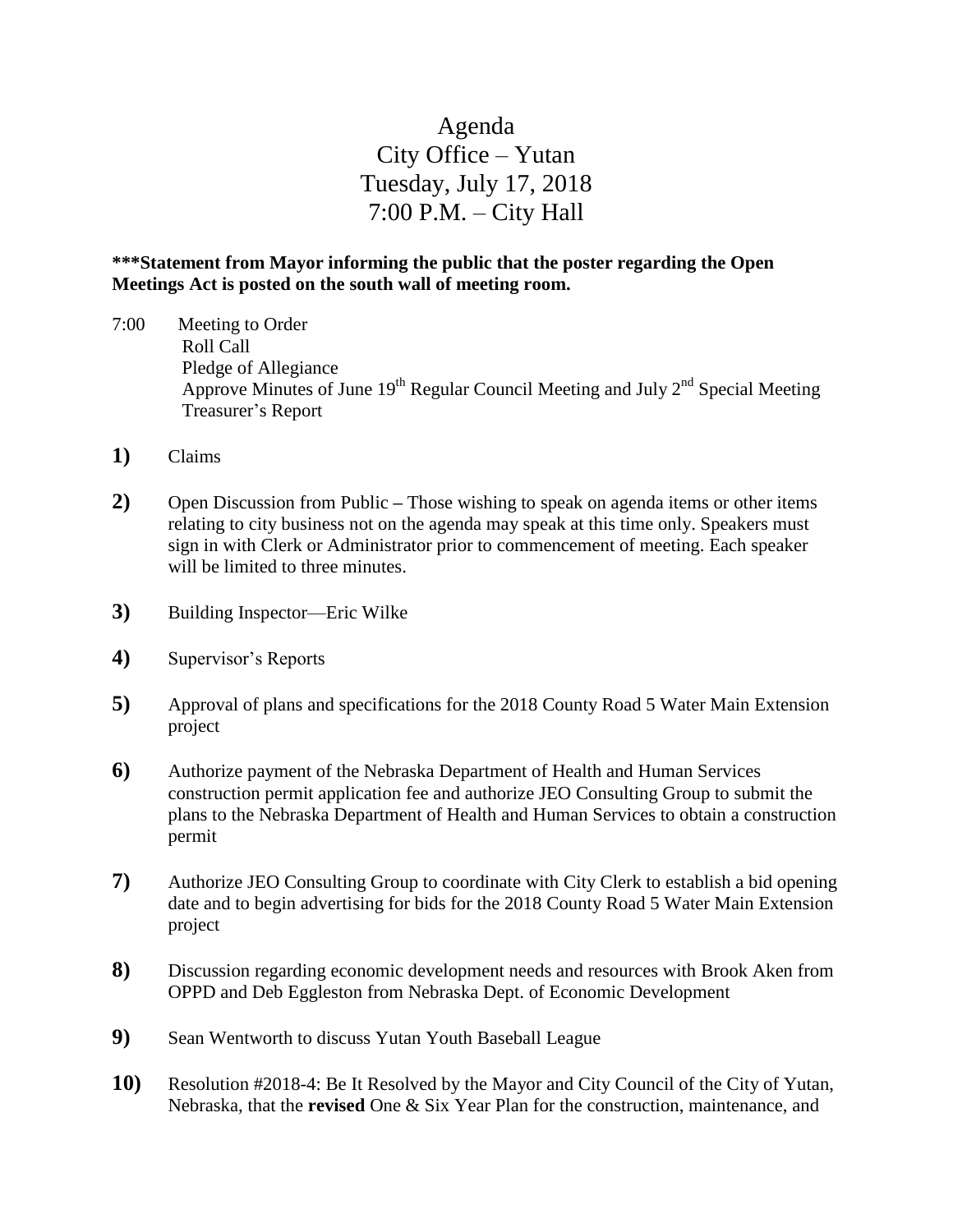# Agenda
## City Office – Yutan
## Tuesday, July 17, 2018
## 7:00 P.M. – City Hall

**\*\*\*Statement from Mayor informing the public that the poster regarding the Open Meetings Act is posted on the south wall of meeting room.**

7:00 Meeting to Order
Roll Call
Pledge of Allegiance
Approve Minutes of June 19th Regular Council Meeting and July 2nd Special Meeting
Treasurer's Report

**1)** Claims

**2)** Open Discussion from Public – Those wishing to speak on agenda items or other items relating to city business not on the agenda may speak at this time only. Speakers must sign in with Clerk or Administrator prior to commencement of meeting. Each speaker will be limited to three minutes.

**3)** Building Inspector—Eric Wilke

**4)** Supervisor's Reports

**5)** Approval of plans and specifications for the 2018 County Road 5 Water Main Extension project

**6)** Authorize payment of the Nebraska Department of Health and Human Services construction permit application fee and authorize JEO Consulting Group to submit the plans to the Nebraska Department of Health and Human Services to obtain a construction permit

**7)** Authorize JEO Consulting Group to coordinate with City Clerk to establish a bid opening date and to begin advertising for bids for the 2018 County Road 5 Water Main Extension project

**8)** Discussion regarding economic development needs and resources with Brook Aken from OPPD and Deb Eggleston from Nebraska Dept. of Economic Development

**9)** Sean Wentworth to discuss Yutan Youth Baseball League

**10)** Resolution #2018-4: Be It Resolved by the Mayor and City Council of the City of Yutan, Nebraska, that the **revised** One & Six Year Plan for the construction, maintenance, and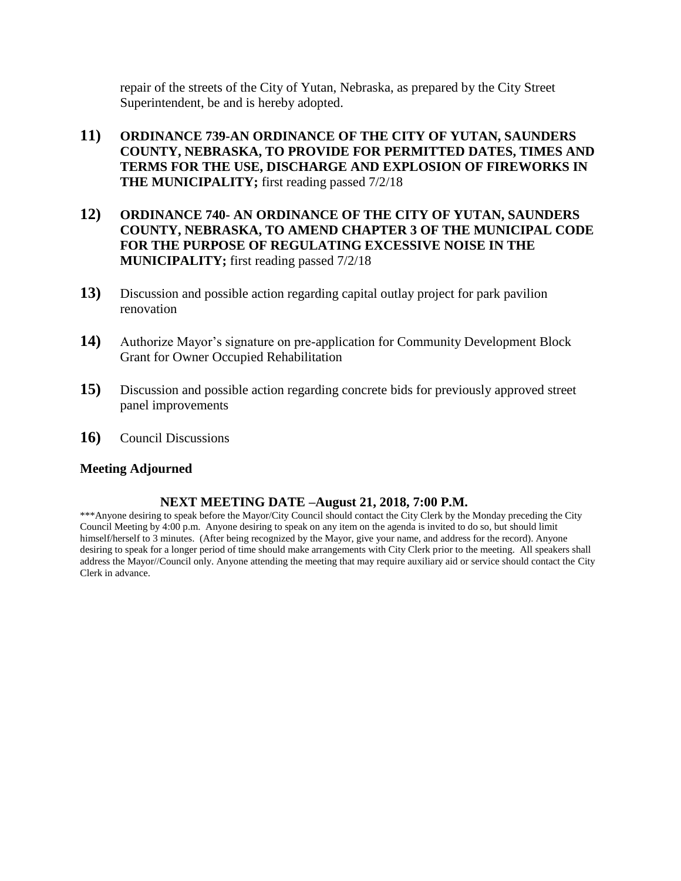repair of the streets of the City of Yutan, Nebraska, as prepared by the City Street Superintendent, be and is hereby adopted.

**11)** **ORDINANCE 739-AN ORDINANCE OF THE CITY OF YUTAN, SAUNDERS COUNTY, NEBRASKA, TO PROVIDE FOR PERMITTED DATES, TIMES AND TERMS FOR THE USE, DISCHARGE AND EXPLOSION OF FIREWORKS IN THE MUNICIPALITY;** first reading passed 7/2/18

**12)** **ORDINANCE 740- AN ORDINANCE OF THE CITY OF YUTAN, SAUNDERS COUNTY, NEBRASKA, TO AMEND CHAPTER 3 OF THE MUNICIPAL CODE FOR THE PURPOSE OF REGULATING EXCESSIVE NOISE IN THE MUNICIPALITY;** first reading passed 7/2/18

**13)** Discussion and possible action regarding capital outlay project for park pavilion renovation

**14)** Authorize Mayor's signature on pre-application for Community Development Block Grant for Owner Occupied Rehabilitation

**15)** Discussion and possible action regarding concrete bids for previously approved street panel improvements

**16)** Council Discussions

**Meeting Adjourned**

**NEXT MEETING DATE –August 21, 2018, 7:00 P.M.**

***Anyone desiring to speak before the Mayor/City Council should contact the City Clerk by the Monday preceding the City Council Meeting by 4:00 p.m. Anyone desiring to speak on any item on the agenda is invited to do so, but should limit himself/herself to 3 minutes. (After being recognized by the Mayor, give your name, and address for the record). Anyone desiring to speak for a longer period of time should make arrangements with City Clerk prior to the meeting. All speakers shall address the Mayor//Council only. Anyone attending the meeting that may require auxiliary aid or service should contact the City Clerk in advance.